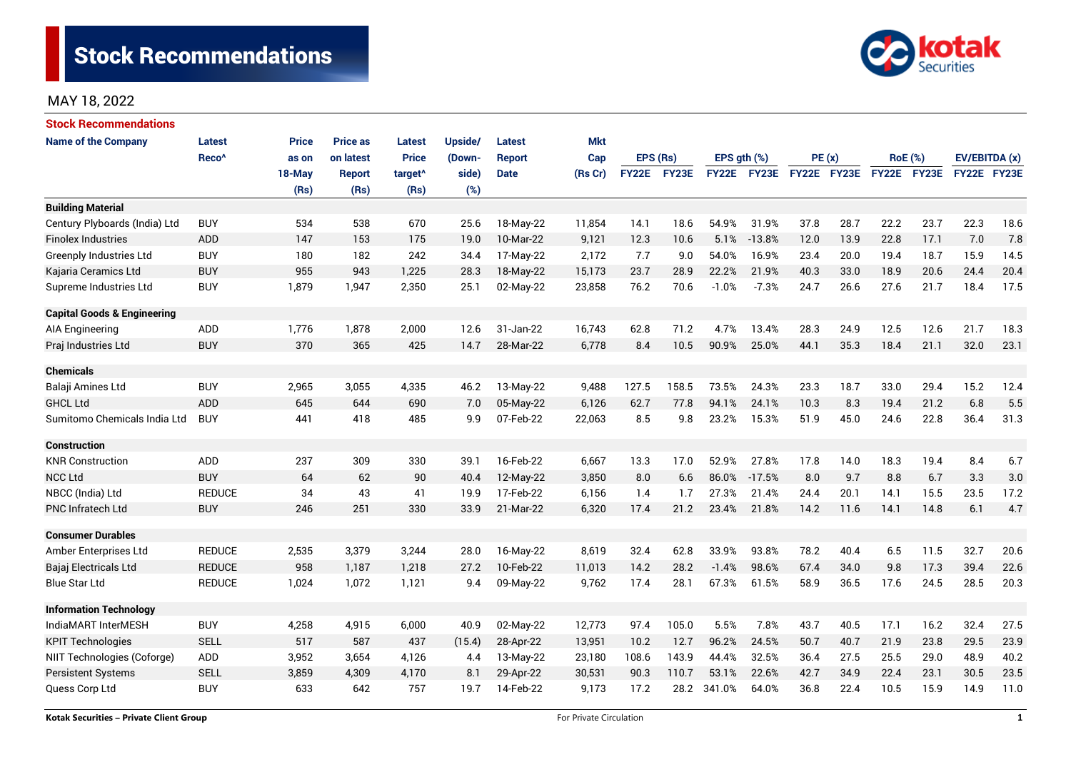# Stock Recommendations

MAY 18, 2022

## Stock Recommendations

| Name of the Company | Latest Reco^ | Price as on 18-May (Rs) | Price as on latest Report (Rs) | Latest Price target^ (Rs) | Upside/ (Down-side) (%) | Latest Report Date | Mkt Cap (Rs Cr) | EPS (Rs) | | EPS gth (%) | | PE (x) | | RoE (%) | | EV/EBITDA (x) | |
|---|---|---|---|---|---|---|---|---|---|---|---|---|---|---|---|---|---|
| | | | | | | | | FY22E | FY23E | FY22E | FY23E | FY22E | FY23E | FY22E | FY23E | FY22E | FY23E |
| **Building Material** | | | | | | | | | | | | | | | | | |
| Century Plyboards (India) Ltd | BUY | 534 | 538 | 670 | 25.6 | 18-May-22 | 11,854 | 14.1 | 18.6 | 54.9% | 31.9% | 37.8 | 28.7 | 22.2 | 23.7 | 22.3 | 18.6 |
| Finolex Industries | ADD | 147 | 153 | 175 | 19.0 | 10-Mar-22 | 9,121 | 12.3 | 10.6 | 5.1% | -13.8% | 12.0 | 13.9 | 22.8 | 17.1 | 7.0 | 7.8 |
| Greenply Industries Ltd | BUY | 180 | 182 | 242 | 34.4 | 17-May-22 | 2,172 | 7.7 | 9.0 | 54.0% | 16.9% | 23.4 | 20.0 | 19.4 | 18.7 | 15.9 | 14.5 |
| Kajaria Ceramics Ltd | BUY | 955 | 943 | 1,225 | 28.3 | 18-May-22 | 15,173 | 23.7 | 28.9 | 22.2% | 21.9% | 40.3 | 33.0 | 18.9 | 20.6 | 24.4 | 20.4 |
| Supreme Industries Ltd | BUY | 1,879 | 1,947 | 2,350 | 25.1 | 02-May-22 | 23,858 | 76.2 | 70.6 | -1.0% | -7.3% | 24.7 | 26.6 | 27.6 | 21.7 | 18.4 | 17.5 |
| **Capital Goods & Engineering** | | | | | | | | | | | | | | | | | |
| AIA Engineering | ADD | 1,776 | 1,878 | 2,000 | 12.6 | 31-Jan-22 | 16,743 | 62.8 | 71.2 | 4.7% | 13.4% | 28.3 | 24.9 | 12.5 | 12.6 | 21.7 | 18.3 |
| Praj Industries Ltd | BUY | 370 | 365 | 425 | 14.7 | 28-Mar-22 | 6,778 | 8.4 | 10.5 | 90.9% | 25.0% | 44.1 | 35.3 | 18.4 | 21.1 | 32.0 | 23.1 |
| **Chemicals** | | | | | | | | | | | | | | | | | |
| Balaji Amines Ltd | BUY | 2,965 | 3,055 | 4,335 | 46.2 | 13-May-22 | 9,488 | 127.5 | 158.5 | 73.5% | 24.3% | 23.3 | 18.7 | 33.0 | 29.4 | 15.2 | 12.4 |
| GHCL Ltd | ADD | 645 | 644 | 690 | 7.0 | 05-May-22 | 6,126 | 62.7 | 77.8 | 94.1% | 24.1% | 10.3 | 8.3 | 19.4 | 21.2 | 6.8 | 5.5 |
| Sumitomo Chemicals India Ltd | BUY | 441 | 418 | 485 | 9.9 | 07-Feb-22 | 22,063 | 8.5 | 9.8 | 23.2% | 15.3% | 51.9 | 45.0 | 24.6 | 22.8 | 36.4 | 31.3 |
| **Construction** | | | | | | | | | | | | | | | | | |
| KNR Construction | ADD | 237 | 309 | 330 | 39.1 | 16-Feb-22 | 6,667 | 13.3 | 17.0 | 52.9% | 27.8% | 17.8 | 14.0 | 18.3 | 19.4 | 8.4 | 6.7 |
| NCC Ltd | BUY | 64 | 62 | 90 | 40.4 | 12-May-22 | 3,850 | 8.0 | 6.6 | 86.0% | -17.5% | 8.0 | 9.7 | 8.8 | 6.7 | 3.3 | 3.0 |
| NBCC (India) Ltd | REDUCE | 34 | 43 | 41 | 19.9 | 17-Feb-22 | 6,156 | 1.4 | 1.7 | 27.3% | 21.4% | 24.4 | 20.1 | 14.1 | 15.5 | 23.5 | 17.2 |
| PNC Infratech Ltd | BUY | 246 | 251 | 330 | 33.9 | 21-Mar-22 | 6,320 | 17.4 | 21.2 | 23.4% | 21.8% | 14.2 | 11.6 | 14.1 | 14.8 | 6.1 | 4.7 |
| **Consumer Durables** | | | | | | | | | | | | | | | | | |
| Amber Enterprises Ltd | REDUCE | 2,535 | 3,379 | 3,244 | 28.0 | 16-May-22 | 8,619 | 32.4 | 62.8 | 33.9% | 93.8% | 78.2 | 40.4 | 6.5 | 11.5 | 32.7 | 20.6 |
| Bajaj Electricals Ltd | REDUCE | 958 | 1,187 | 1,218 | 27.2 | 10-Feb-22 | 11,013 | 14.2 | 28.2 | -1.4% | 98.6% | 67.4 | 34.0 | 9.8 | 17.3 | 39.4 | 22.6 |
| Blue Star Ltd | REDUCE | 1,024 | 1,072 | 1,121 | 9.4 | 09-May-22 | 9,762 | 17.4 | 28.1 | 67.3% | 61.5% | 58.9 | 36.5 | 17.6 | 24.5 | 28.5 | 20.3 |
| **Information Technology** | | | | | | | | | | | | | | | | | |
| IndiaMART InterMESH | BUY | 4,258 | 4,915 | 6,000 | 40.9 | 02-May-22 | 12,773 | 97.4 | 105.0 | 5.5% | 7.8% | 43.7 | 40.5 | 17.1 | 16.2 | 32.4 | 27.5 |
| KPIT Technologies | SELL | 517 | 587 | 437 | (15.4) | 28-Apr-22 | 13,951 | 10.2 | 12.7 | 96.2% | 24.5% | 50.7 | 40.7 | 21.9 | 23.8 | 29.5 | 23.9 |
| NIIT Technologies (Coforge) | ADD | 3,952 | 3,654 | 4,126 | 4.4 | 13-May-22 | 23,180 | 108.6 | 143.9 | 44.4% | 32.5% | 36.4 | 27.5 | 25.5 | 29.0 | 48.9 | 40.2 |
| Persistent Systems | SELL | 3,859 | 4,309 | 4,170 | 8.1 | 29-Apr-22 | 30,531 | 90.3 | 110.7 | 53.1% | 22.6% | 42.7 | 34.9 | 22.4 | 23.1 | 30.5 | 23.5 |
| Quess Corp Ltd | BUY | 633 | 642 | 757 | 19.7 | 14-Feb-22 | 9,173 | 17.2 | 28.2 | 341.0% | 64.0% | 36.8 | 22.4 | 10.5 | 15.9 | 14.9 | 11.0 |

Kotak Securities – Private Client Group

For Private Circulation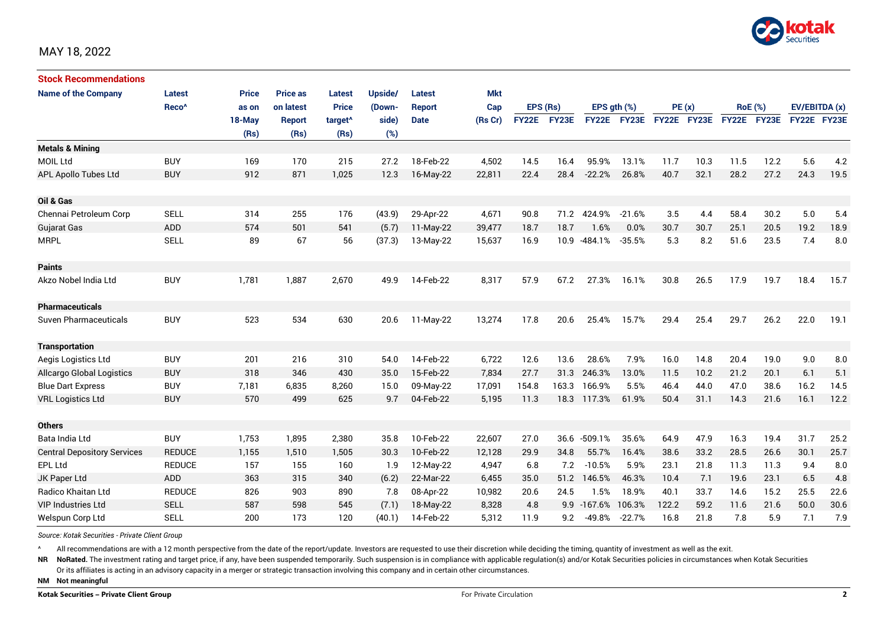MAY 18, 2022

## Stock Recommendations

| Name of the Company | Latest Reco^ | Price as on 18-May (Rs) | Price as on latest Report (Rs) | Latest Price target^ (Rs) | Upside/ (Down-side) (%) | Latest Report Date | Mkt Cap (Rs Cr) | EPS (Rs) | | EPS gth (%) | | PE (x) | | RoE (%) | | EV/EBITDA (x) | |
|---|---|---|---|---|---|---|---|---|---|---|---|---|---|---|---|---|---|
| | | | | | | | | FY22E | FY23E | FY22E | FY23E | FY22E | FY23E | FY22E | FY23E | FY22E | FY23E |
| **Metals & Mining** | | | | | | | | | | | | | | | | | |
| MOIL Ltd | BUY | 169 | 170 | 215 | 27.2 | 18-Feb-22 | 4,502 | 14.5 | 16.4 | 95.9% | 13.1% | 11.7 | 10.3 | 11.5 | 12.2 | 5.6 | 4.2 |
| APL Apollo Tubes Ltd | BUY | 912 | 871 | 1,025 | 12.3 | 16-May-22 | 22,811 | 22.4 | 28.4 | -22.2% | 26.8% | 40.7 | 32.1 | 28.2 | 27.2 | 24.3 | 19.5 |
| **Oil & Gas** | | | | | | | | | | | | | | | | | |
| Chennai Petroleum Corp | SELL | 314 | 255 | 176 | (43.9) | 29-Apr-22 | 4,671 | 90.8 | 71.2 | 424.9% | -21.6% | 3.5 | 4.4 | 58.4 | 30.2 | 5.0 | 5.4 |
| Gujarat Gas | ADD | 574 | 501 | 541 | (5.7) | 11-May-22 | 39,477 | 18.7 | 18.7 | 1.6% | 0.0% | 30.7 | 30.7 | 25.1 | 20.5 | 19.2 | 18.9 |
| MRPL | SELL | 89 | 67 | 56 | (37.3) | 13-May-22 | 15,637 | 16.9 | 10.9 | -484.1% | -35.5% | 5.3 | 8.2 | 51.6 | 23.5 | 7.4 | 8.0 |
| **Paints** | | | | | | | | | | | | | | | | | |
| Akzo Nobel India Ltd | BUY | 1,781 | 1,887 | 2,670 | 49.9 | 14-Feb-22 | 8,317 | 57.9 | 67.2 | 27.3% | 16.1% | 30.8 | 26.5 | 17.9 | 19.7 | 18.4 | 15.7 |
| **Pharmaceuticals** | | | | | | | | | | | | | | | | | |
| Suven Pharmaceuticals | BUY | 523 | 534 | 630 | 20.6 | 11-May-22 | 13,274 | 17.8 | 20.6 | 25.4% | 15.7% | 29.4 | 25.4 | 29.7 | 26.2 | 22.0 | 19.1 |
| **Transportation** | | | | | | | | | | | | | | | | | |
| Aegis Logistics Ltd | BUY | 201 | 216 | 310 | 54.0 | 14-Feb-22 | 6,722 | 12.6 | 13.6 | 28.6% | 7.9% | 16.0 | 14.8 | 20.4 | 19.0 | 9.0 | 8.0 |
| Allcargo Global Logistics | BUY | 318 | 346 | 430 | 35.0 | 15-Feb-22 | 7,834 | 27.7 | 31.3 | 246.3% | 13.0% | 11.5 | 10.2 | 21.2 | 20.1 | 6.1 | 5.1 |
| Blue Dart Express | BUY | 7,181 | 6,835 | 8,260 | 15.0 | 09-May-22 | 17,091 | 154.8 | 163.3 | 166.9% | 5.5% | 46.4 | 44.0 | 47.0 | 38.6 | 16.2 | 14.5 |
| VRL Logistics Ltd | BUY | 570 | 499 | 625 | 9.7 | 04-Feb-22 | 5,195 | 11.3 | 18.3 | 117.3% | 61.9% | 50.4 | 31.1 | 14.3 | 21.6 | 16.1 | 12.2 |
| **Others** | | | | | | | | | | | | | | | | | |
| Bata India Ltd | BUY | 1,753 | 1,895 | 2,380 | 35.8 | 10-Feb-22 | 22,607 | 27.0 | 36.6 | -509.1% | 35.6% | 64.9 | 47.9 | 16.3 | 19.4 | 31.7 | 25.2 |
| Central Depository Services | REDUCE | 1,155 | 1,510 | 1,505 | 30.3 | 10-Feb-22 | 12,128 | 29.9 | 34.8 | 55.7% | 16.4% | 38.6 | 33.2 | 28.5 | 26.6 | 30.1 | 25.7 |
| EPL Ltd | REDUCE | 157 | 155 | 160 | 1.9 | 12-May-22 | 4,947 | 6.8 | 7.2 | -10.5% | 5.9% | 23.1 | 21.8 | 11.3 | 11.3 | 9.4 | 8.0 |
| JK Paper Ltd | ADD | 363 | 315 | 340 | (6.2) | 22-Mar-22 | 6,455 | 35.0 | 51.2 | 146.5% | 46.3% | 10.4 | 7.1 | 19.6 | 23.1 | 6.5 | 4.8 |
| Radico Khaitan Ltd | REDUCE | 826 | 903 | 890 | 7.8 | 08-Apr-22 | 10,982 | 20.6 | 24.5 | 1.5% | 18.9% | 40.1 | 33.7 | 14.6 | 15.2 | 25.5 | 22.6 |
| VIP Industries Ltd | SELL | 587 | 598 | 545 | (7.1) | 18-May-22 | 8,328 | 4.8 | 9.9 | -167.6% | 106.3% | 122.2 | 59.2 | 11.6 | 21.6 | 50.0 | 30.6 |
| Welspun Corp Ltd | SELL | 200 | 173 | 120 | (40.1) | 14-Feb-22 | 5,312 | 11.9 | 9.2 | -49.8% | -22.7% | 16.8 | 21.8 | 7.8 | 5.9 | 7.1 | 7.9 |

*Source: Kotak Securities - Private Client Group*

^ All recommendations are with a 12 month perspective from the date of the report/update. Investors are requested to use their discretion while deciding the timing, quantity of investment as well as the exit.

**NR** **NoRated.** The investment rating and target price, if any, have been suspended temporarily. Such suspension is in compliance with applicable regulation(s) and/or Kotak Securities policies in circumstances when Kotak Securities Or its affiliates is acting in an advisory capacity in a merger or strategic transaction involving this company and in certain other circumstances.

**NM** **Not meaningful**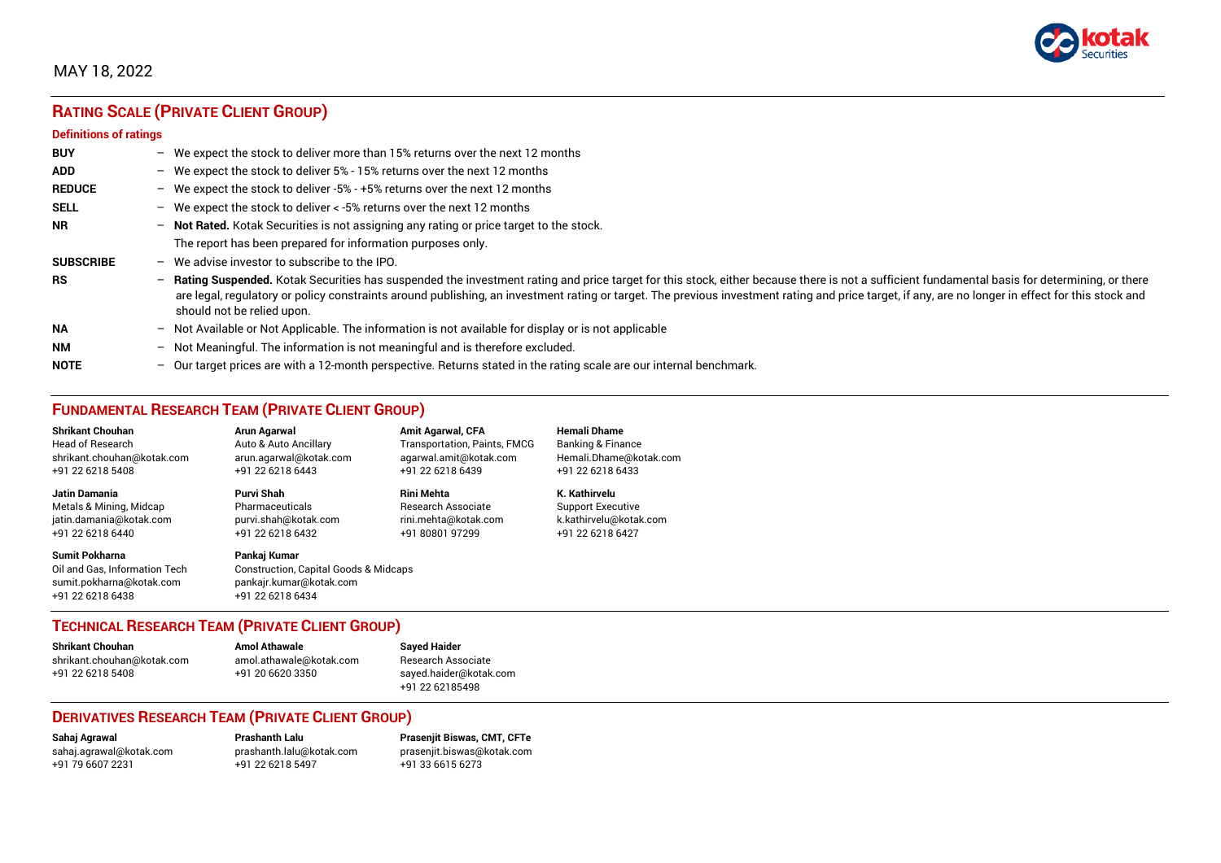MAY 18, 2022

## RATING SCALE (PRIVATE CLIENT GROUP)

### Definitions of ratings

| | |
|---|---|
| **BUY** | – We expect the stock to deliver more than 15% returns over the next 12 months |
| **ADD** | – We expect the stock to deliver 5% - 15% returns over the next 12 months |
| **REDUCE** | – We expect the stock to deliver -5% - +5% returns over the next 12 months |
| **SELL** | – We expect the stock to deliver < -5% returns over the next 12 months |
| **NR** | – **Not Rated.** Kotak Securities is not assigning any rating or price target to the stock. The report has been prepared for information purposes only. |
| **SUBSCRIBE** | – We advise investor to subscribe to the IPO. |
| **RS** | – **Rating Suspended.** Kotak Securities has suspended the investment rating and price target for this stock, either because there is not a sufficient fundamental basis for determining, or there are legal, regulatory or policy constraints around publishing, an investment rating or target. The previous investment rating and price target, if any, are no longer in effect for this stock and should not be relied upon. |
| **NA** | – Not Available or Not Applicable. The information is not available for display or is not applicable |
| **NM** | – Not Meaningful. The information is not meaningful and is therefore excluded. |
| **NOTE** | – Our target prices are with a 12-month perspective. Returns stated in the rating scale are our internal benchmark. |

## FUNDAMENTAL RESEARCH TEAM (PRIVATE CLIENT GROUP)

**Shrikant Chouhan**
Head of Research
shrikant.chouhan@kotak.com
+91 22 6218 5408

**Arun Agarwal**
Auto & Auto Ancillary
arun.agarwal@kotak.com
+91 22 6218 6443

**Amit Agarwal, CFA**
Transportation, Paints, FMCG
agarwal.amit@kotak.com
+91 22 6218 6439

**Hemali Dhame**
Banking & Finance
Hemali.Dhame@kotak.com
+91 22 6218 6433

**Jatin Damania**
Metals & Mining, Midcap
jatin.damania@kotak.com
+91 22 6218 6440

**Purvi Shah**
Pharmaceuticals
purvi.shah@kotak.com
+91 22 6218 6432

**Rini Mehta**
Research Associate
rini.mehta@kotak.com
+91 80801 97299

**K. Kathirvelu**
Support Executive
k.kathirvelu@kotak.com
+91 22 6218 6427

**Sumit Pokharna**
Oil and Gas, Information Tech
sumit.pokharna@kotak.com
+91 22 6218 6438

**Pankaj Kumar**
Construction, Capital Goods & Midcaps
pankajr.kumar@kotak.com
+91 22 6218 6434

## TECHNICAL RESEARCH TEAM (PRIVATE CLIENT GROUP)

**Shrikant Chouhan**
shrikant.chouhan@kotak.com
+91 22 6218 5408

**Amol Athawale**
amol.athawale@kotak.com
+91 20 6620 3350

**Sayed Haider**
Research Associate
sayed.haider@kotak.com
+91 22 62185498

## DERIVATIVES RESEARCH TEAM (PRIVATE CLIENT GROUP)

**Sahaj Agrawal**
sahaj.agrawal@kotak.com
+91 79 6607 2231

**Prashanth Lalu**
prashanth.lalu@kotak.com
+91 22 6218 5497

**Prasenjit Biswas, CMT, CFTe**
prasenjit.biswas@kotak.com
+91 33 6615 6273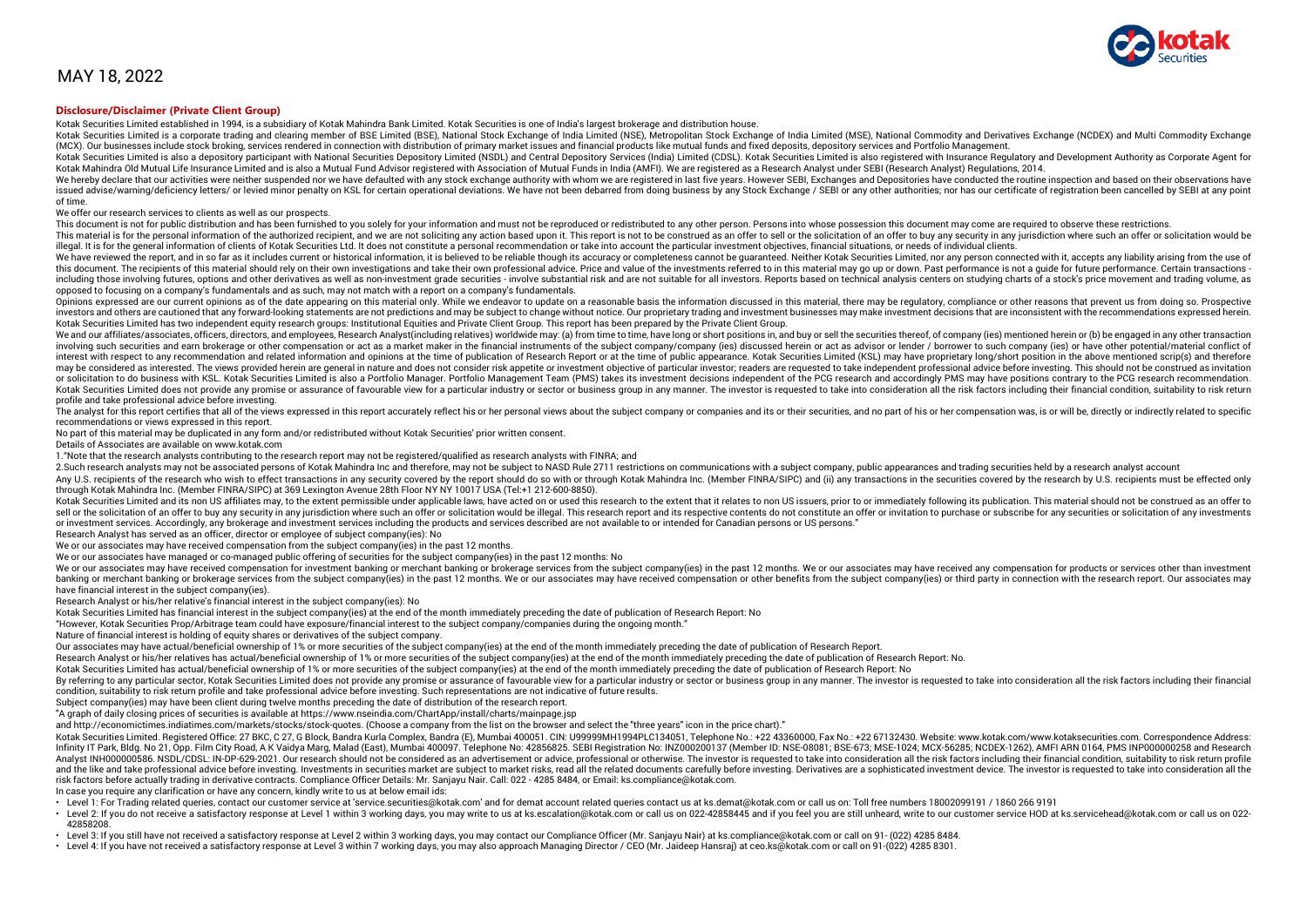MAY 18, 2022

### Disclosure/Disclaimer (Private Client Group)

Kotak Securities Limited established in 1994, is a subsidiary of Kotak Mahindra Bank Limited. Kotak Securities is one of India's largest brokerage and distribution house.

Kotak Securities Limited is a corporate trading and clearing member of BSE Limited (BSE), National Stock Exchange of India Limited (NSE), Metropolitan Stock Exchange of India Limited (MSE), National Commodity and Derivatives Exchange (NCDEX) and Multi Commodity Exchange (MCX). Our businesses include stock broking, services rendered in connection with distribution of primary market issues and financial products like mutual funds and fixed deposits, depository services and Portfolio Management.

Kotak Securities Limited is also a depository participant with National Securities Depository Limited (NSDL) and Central Depository Services (India) Limited (CDSL). Kotak Securities Limited is also registered with Insurance Regulatory and Development Authority as Corporate Agent for Kotak Mahindra Old Mutual Life Insurance Limited and is also a Mutual Fund Advisor registered with Association of Mutual Funds in India (AMFI). We are registered as a Research Analyst under SEBI (Research Analyst) Regulations, 2014.

We hereby declare that our activities were neither suspended nor we have defaulted with any stock exchange authority with whom we are registered in last five years. However SEBI, Exchanges and Depositories have conducted the routine inspection and based on their observations have issued advise/warning/deficiency letters/ or levied minor penalty on KSL for certain operational deviations. We have not been debarred from doing business by any Stock Exchange / SEBI or any other authorities; nor has our certificate of registration been cancelled by SEBI at any point of time.

We offer our research services to clients as well as our prospects.

This document is not for public distribution and has been furnished to you solely for your information and must not be reproduced or redistributed to any other person. Persons into whose possession this document may come are required to observe these restrictions.

This material is for the personal information of the authorized recipient, and we are not soliciting any action based upon it. This report is not to be construed as an offer to sell or the solicitation of an offer to buy any security in any jurisdiction where such an offer or solicitation would be illegal. It is for the general information of clients of Kotak Securities Ltd. It does not constitute a personal recommendation or take into account the particular investment objectives, financial situations, or needs of individual clients.

We have reviewed the report, and in so far as it includes current or historical information, it is believed to be reliable though its accuracy or completeness cannot be guaranteed. Neither Kotak Securities Limited, nor any person connected with it, accepts any liability arising from the use of this document. The recipients of this material should rely on their own investigations and take their own professional advice. Price and value of the investments referred to in this material may go up or down. Past performance is not a guide for future performance. Certain transactions - including those involving futures, options and other derivatives as well as non-investment grade securities - involve substantial risk and are not suitable for all investors. Reports based on technical analysis centers on studying charts of a stock's price movement and trading volume, as opposed to focusing on a company's fundamentals and as such, may not match with a report on a company's fundamentals.

Opinions expressed are our current opinions as of the date appearing on this material only. While we endeavor to update on a reasonable basis the information discussed in this material, there may be regulatory, compliance or other reasons that prevent us from doing so. Prospective investors and others are cautioned that any forward-looking statements are not predictions and may be subject to change without notice. Our proprietary trading and investment businesses may make investment decisions that are inconsistent with the recommendations expressed herein. Kotak Securities Limited has two independent equity research groups: Institutional Equities and Private Client Group. This report has been prepared by the Private Client Group.

We and our affiliates/associates, officers, directors, and employees, Research Analyst(including relatives) worldwide may: (a) from time to time, have long or short positions in, and buy or sell the securities thereof, of company (ies) mentioned herein or (b) be engaged in any other transaction involving such securities and earn brokerage or other compensation or act as a market maker in the financial instruments of the subject company/company (ies) discussed herein or act as advisor or lender / borrower to such company (ies) or have other potential/material conflict of interest with respect to any recommendation and related information and opinions at the time of publication of Research Report or at the time of public appearance. Kotak Securities Limited (KSL) may have proprietary long/short position in the above mentioned scrip(s) and therefore may be considered as interested. The views provided herein are general in nature and does not consider risk appetite or investment objective of particular investor; readers are requested to take independent professional advice before investing. This should not be construed as invitation or solicitation to do business with KSL. Kotak Securities Limited is also a Portfolio Manager. Portfolio Management Team (PMS) takes its investment decisions independent of the PCG research and accordingly PMS may have positions contrary to the PCG research recommendation. Kotak Securities Limited does not provide any promise or assurance of favourable view for a particular industry or sector or business group in any manner. The investor is requested to take into consideration all the risk factors including their financial condition, suitability to risk return profile and take professional advice before investing.

The analyst for this report certifies that all of the views expressed in this report accurately reflect his or her personal views about the subject company or companies and its or their securities, and no part of his or her compensation was, is or will be, directly or indirectly related to specific recommendations or views expressed in this report.

No part of this material may be duplicated in any form and/or redistributed without Kotak Securities' prior written consent.

Details of Associates are available on www.kotak.com

1."Note that the research analysts contributing to the research report may not be registered/qualified as research analysts with FINRA; and

2.Such research analysts may not be associated persons of Kotak Mahindra Inc and therefore, may not be subject to NASD Rule 2711 restrictions on communications with a subject company, public appearances and trading securities held by a research analyst account

Any U.S. recipients of the research who wish to effect transactions in any security covered by the report should do so with or through Kotak Mahindra Inc. (Member FINRA/SIPC) and (ii) any transactions in the securities covered by the research by U.S. recipients must be effected only through Kotak Mahindra Inc. (Member FINRA/SIPC) at 369 Lexington Avenue 28th Floor NY NY 10017 USA (Tel:+1 212-600-8850).

Kotak Securities Limited and its non US affiliates may, to the extent permissible under applicable laws, have acted on or used this research to the extent that it relates to non US issuers, prior to or immediately following its publication. This material should not be construed as an offer to sell or the solicitation of an offer to buy any security in any jurisdiction where such an offer or solicitation would be illegal. This research report and its respective contents do not constitute an offer or invitation to purchase or subscribe for any securities or solicitation of any investments or investment services. Accordingly, any brokerage and investment services including the products and services described are not available to or intended for Canadian persons or US persons."

Research Analyst has served as an officer, director or employee of subject company(ies): No

We or our associates may have received compensation from the subject company(ies) in the past 12 months.

We or our associates have managed or co-managed public offering of securities for the subject company(ies) in the past 12 months: No

We or our associates may have received compensation for investment banking or merchant banking or brokerage services from the subject company(ies) in the past 12 months. We or our associates may have received any compensation for products or services other than investment banking or merchant banking or brokerage services from the subject company(ies) in the past 12 months. We or our associates may have received compensation or other benefits from the subject company(ies) or third party in connection with the research report. Our associates may have financial interest in the subject company(ies).

Research Analyst or his/her relative's financial interest in the subject company(ies): No

Kotak Securities Limited has financial interest in the subject company(ies) at the end of the month immediately preceding the date of publication of Research Report: No

"However, Kotak Securities Prop/Arbitrage team could have exposure/financial interest to the subject company/companies during the ongoing month."

Nature of financial interest is holding of equity shares or derivatives of the subject company.

Our associates may have actual/beneficial ownership of 1% or more securities of the subject company(ies) at the end of the month immediately preceding the date of publication of Research Report.

Research Analyst or his/her relatives has actual/beneficial ownership of 1% or more securities of the subject company(ies) at the end of the month immediately preceding the date of publication of Research Report: No.

Kotak Securities Limited has actual/beneficial ownership of 1% or more securities of the subject company(ies) at the end of the month immediately preceding the date of publication of Research Report: No

By referring to any particular sector, Kotak Securities Limited does not provide any promise or assurance of favourable view for a particular industry or sector or business group in any manner. The investor is requested to take into consideration all the risk factors including their financial condition, suitability to risk return profile and take professional advice before investing. Such representations are not indicative of future results.

Subject company(ies) may have been client during twelve months preceding the date of distribution of the research report.

"A graph of daily closing prices of securities is available at https://www.nseindia.com/ChartApp/install/charts/mainpage.jsp

and http://economictimes.indiatimes.com/markets/stocks/stock-quotes. (Choose a company from the list on the browser and select the "three years" icon in the price chart)."

Kotak Securities Limited. Registered Office: 27 BKC, C 27, G Block, Bandra Kurla Complex, Bandra (E), Mumbai 400051. CIN: U99999MH1994PLC134051, Telephone No.: +22 43360000, Fax No.: +22 67132430. Website: www.kotak.com/www.kotaksecurities.com. Correspondence Address: Infinity IT Park, Bldg. No 21, Opp. Film City Road, A K Vaidya Marg, Malad (East), Mumbai 400097. Telephone No: 42856825. SEBI Registration No: INZ000200137 (Member ID: NSE-08081; BSE-673; MSE-1024; MCX-56285; NCDEX-1262), AMFI ARN 0164, PMS INP000000258 and Research Analyst INH000000586. NSDL/CDSL: IN-DP-629-2021. Our research should not be considered as an advertisement or advice, professional or otherwise. The investor is requested to take into consideration all the risk factors including their financial condition, suitability to risk return profile and the like and take professional advice before investing. Investments in securities market are subject to market risks, read all the related documents carefully before investing. Derivatives are a sophisticated investment device. The investor is requested to take into consideration all the risk factors before actually trading in derivative contracts. Compliance Officer Details: Mr. Sanjayu Nair. Call: 022 - 4285 8484, or Email: ks.compliance@kotak.com.

In case you require any clarification or have any concern, kindly write to us at below email ids:

- Level 1: For Trading related queries, contact our customer service at 'service.securities@kotak.com' and for demat account related queries contact us at ks.demat@kotak.com or call us on: Toll free numbers 18002099191 / 1860 266 9191
- Level 2: If you do not receive a satisfactory response at Level 1 within 3 working days, you may write to us at ks.escalation@kotak.com or call us on 022-42858445 and if you feel you are still unheard, write to our customer service HOD at ks.servicehead@kotak.com or call us on 022-42858208.
- Level 3: If you still have not received a satisfactory response at Level 2 within 3 working days, you may contact our Compliance Officer (Mr. Sanjayu Nair) at ks.compliance@kotak.com or call on 91- (022) 4285 8484.
- Level 4: If you have not received a satisfactory response at Level 3 within 7 working days, you may also approach Managing Director / CEO (Mr. Jaideep Hansraj) at ceo.ks@kotak.com or call on 91-(022) 4285 8301.